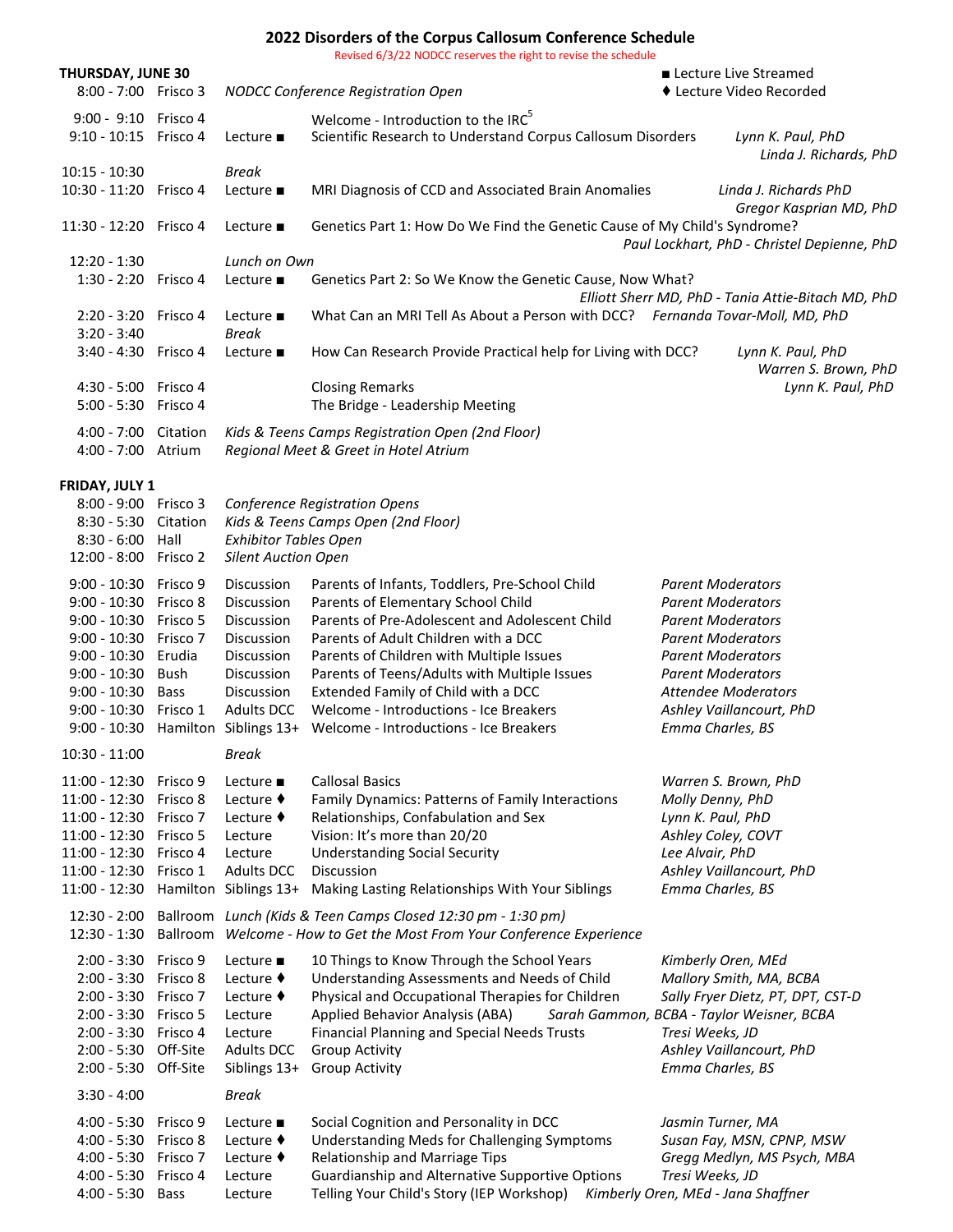# 2022 Disorders of the Corpus Callosum Conference Schedule

Revised 6/3/22 NODCC reserves the right to revise the schedule

■ Lecture Live Streamed
♦ Lecture Video Recorded

## THURSDAY, JUNE 30

| Time | Room | Type | Session | Presenter(s) |
|---|---|---|---|---|
| 8:00 - 7:00 | Frisco 3 | *NODCC Conference Registration Open* | | |
| 9:00 - 9:10 | Frisco 4 | | Welcome - Introduction to the IRC[5] | |
| 9:10 - 10:15 | Frisco 4 | Lecture ■ | Scientific Research to Understand Corpus Callosum Disorders | *Lynn K. Paul, PhD*, *Linda J. Richards, PhD* |
| 10:15 - 10:30 | | *Break* | | |
| 10:30 - 11:20 | Frisco 4 | Lecture ■ | MRI Diagnosis of CCD and Associated Brain Anomalies | *Linda J. Richards PhD*, *Gregor Kasprian MD, PhD* |
| 11:30 - 12:20 | Frisco 4 | Lecture ■ | Genetics Part 1: How Do We Find the Genetic Cause of My Child's Syndrome? | *Paul Lockhart, PhD - Christel Depienne, PhD* |
| 12:20 - 1:30 | | *Lunch on Own* | | |
| 1:30 - 2:20 | Frisco 4 | Lecture ■ | Genetics Part 2: So We Know the Genetic Cause, Now What? | *Elliott Sherr MD, PhD - Tania Attie-Bitach MD, PhD* |
| 2:20 - 3:20 | Frisco 4 | Lecture ■ | What Can an MRI Tell As About a Person with DCC? | *Fernanda Tovar-Moll, MD, PhD* |
| 3:20 - 3:40 | | *Break* | | |
| 3:40 - 4:30 | Frisco 4 | Lecture ■ | How Can Research Provide Practical help for Living with DCC? | *Lynn K. Paul, PhD*, *Warren S. Brown, PhD* |
| 4:30 - 5:00 | Frisco 4 | | Closing Remarks | *Lynn K. Paul, PhD* |
| 5:00 - 5:30 | Frisco 4 | | The Bridge - Leadership Meeting | |
| 4:00 - 7:00 | Citation | *Kids & Teens Camps Registration Open (2nd Floor)* | | |
| 4:00 - 7:00 | Atrium | *Regional Meet & Greet in Hotel Atrium* | | |

## FRIDAY, JULY 1

| Time | Room | Type | Session | Presenter(s) |
|---|---|---|---|---|
| 8:00 - 9:00 | Frisco 3 | *Conference Registration Opens* | | |
| 8:30 - 5:30 | Citation | *Kids & Teens Camps Open (2nd Floor)* | | |
| 8:30 - 6:00 | Hall | *Exhibitor Tables Open* | | |
| 12:00 - 8:00 | Frisco 2 | *Silent Auction Open* | | |
| 9:00 - 10:30 | Frisco 9 | Discussion | Parents of Infants, Toddlers, Pre-School Child | *Parent Moderators* |
| 9:00 - 10:30 | Frisco 8 | Discussion | Parents of Elementary School Child | *Parent Moderators* |
| 9:00 - 10:30 | Frisco 5 | Discussion | Parents of Pre-Adolescent and Adolescent Child | *Parent Moderators* |
| 9:00 - 10:30 | Frisco 7 | Discussion | Parents of Adult Children with a DCC | *Parent Moderators* |
| 9:00 - 10:30 | Erudia | Discussion | Parents of Children with Multiple Issues | *Parent Moderators* |
| 9:00 - 10:30 | Bush | Discussion | Parents of Teens/Adults with Multiple Issues | *Parent Moderators* |
| 9:00 - 10:30 | Bass | Discussion | Extended Family of Child with a DCC | *Attendee Moderators* |
| 9:00 - 10:30 | Frisco 1 | Adults DCC | Welcome - Introductions - Ice Breakers | *Ashley Vaillancourt, PhD* |
| 9:00 - 10:30 | Hamilton | Siblings 13+ | Welcome - Introductions - Ice Breakers | *Emma Charles, BS* |
| 10:30 - 11:00 | | *Break* | | |
| 11:00 - 12:30 | Frisco 9 | Lecture ■ | Callosal Basics | *Warren S. Brown, PhD* |
| 11:00 - 12:30 | Frisco 8 | Lecture ♦ | Family Dynamics: Patterns of Family Interactions | *Molly Denny, PhD* |
| 11:00 - 12:30 | Frisco 7 | Lecture ♦ | Relationships, Confabulation and Sex | *Lynn K. Paul, PhD* |
| 11:00 - 12:30 | Frisco 5 | Lecture | Vision: It's more than 20/20 | *Ashley Coley, COVT* |
| 11:00 - 12:30 | Frisco 4 | Lecture | Understanding Social Security | *Lee Alvair, PhD* |
| 11:00 - 12:30 | Frisco 1 | Adults DCC | Discussion | *Ashley Vaillancourt, PhD* |
| 11:00 - 12:30 | Hamilton | Siblings 13+ | Making Lasting Relationships With Your Siblings | *Emma Charles, BS* |
| 12:30 - 2:00 | Ballroom | *Lunch (Kids & Teen Camps Closed 12:30 pm - 1:30 pm)* | | |
| 12:30 - 1:30 | Ballroom | *Welcome - How to Get the Most From Your Conference Experience* | | |
| 2:00 - 3:30 | Frisco 9 | Lecture ■ | 10 Things to Know Through the School Years | *Kimberly Oren, MEd* |
| 2:00 - 3:30 | Frisco 8 | Lecture ♦ | Understanding Assessments and Needs of Child | *Mallory Smith, MA, BCBA* |
| 2:00 - 3:30 | Frisco 7 | Lecture ♦ | Physical and Occupational Therapies for Children | *Sally Fryer Dietz, PT, DPT, CST-D* |
| 2:00 - 3:30 | Frisco 5 | Lecture | Applied Behavior Analysis (ABA) | *Sarah Gammon, BCBA - Taylor Weisner, BCBA* |
| 2:00 - 3:30 | Frisco 4 | Lecture | Financial Planning and Special Needs Trusts | *Tresi Weeks, JD* |
| 2:00 - 5:30 | Off-Site | Adults DCC | Group Activity | *Ashley Vaillancourt, PhD* |
| 2:00 - 5:30 | Off-Site | Siblings 13+ | Group Activity | *Emma Charles, BS* |
| 3:30 - 4:00 | | *Break* | | |
| 4:00 - 5:30 | Frisco 9 | Lecture ■ | Social Cognition and Personality in DCC | *Jasmin Turner, MA* |
| 4:00 - 5:30 | Frisco 8 | Lecture ♦ | Understanding Meds for Challenging Symptoms | *Susan Fay, MSN, CPNP, MSW* |
| 4:00 - 5:30 | Frisco 7 | Lecture ♦ | Relationship and Marriage Tips | *Gregg Medlyn, MS Psych, MBA* |
| 4:00 - 5:30 | Frisco 4 | Lecture | Guardianship and Alternative Supportive Options | *Tresi Weeks, JD* |
| 4:00 - 5:30 | Bass | Lecture | Telling Your Child's Story (IEP Workshop) | *Kimberly Oren, MEd - Jana Shaffner* |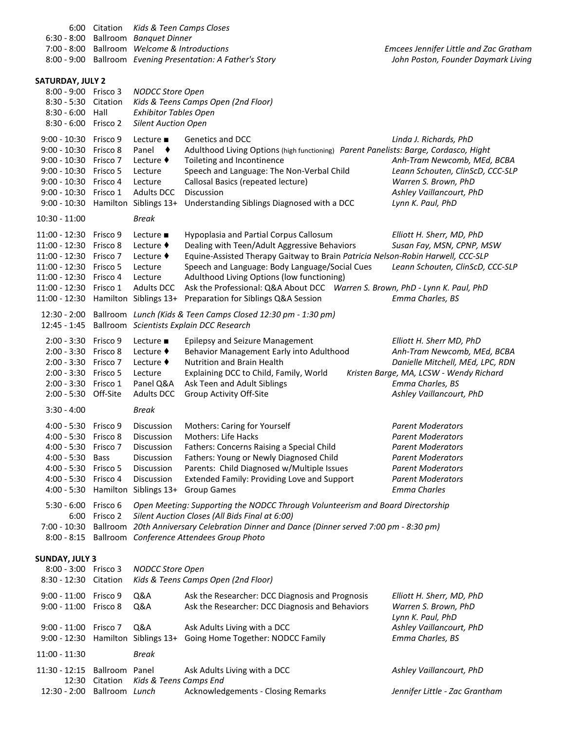| | | | | |
|---|---|---|---|---|
| 6:00 | Citation | *Kids & Teen Camps Closes* | | |
| 6:30 - 8:00 | Ballroom | *Banquet Dinner* | | |
| 7:00 - 8:00 | Ballroom | *Welcome & Introductions* | | *Emcees Jennifer Little and Zac Gratham* |
| 8:00 - 9:00 | Ballroom | *Evening Presentation: A Father's Story* | | *John Poston, Founder Daymark Living* |

**SATURDAY, JULY 2**

| | | | | |
|---|---|---|---|---|
| 8:00 - 9:00 | Frisco 3 | *NODCC Store Open* | | |
| 8:30 - 5:30 | Citation | *Kids & Teens Camps Open (2nd Floor)* | | |
| 8:30 - 6:00 | Hall | *Exhibitor Tables Open* | | |
| 8:30 - 6:00 | Frisco 2 | *Silent Auction Open* | | |
| 9:00 - 10:30 | Frisco 9 | Lecture ■ | Genetics and DCC | *Linda J. Richards, PhD* |
| 9:00 - 10:30 | Frisco 8 | Panel ♦ | Adulthood Living Options (high functioning) | *Parent Panelists: Barge, Cordasco, Hight* |
| 9:00 - 10:30 | Frisco 7 | Lecture ♦ | Toileting and Incontinence | *Anh-Tram Newcomb, MEd, BCBA* |
| 9:00 - 10:30 | Frisco 5 | Lecture | Speech and Language: The Non-Verbal Child | *Leann Schouten, ClinScD, CCC-SLP* |
| 9:00 - 10:30 | Frisco 4 | Lecture | Callosal Basics (repeated lecture) | *Warren S. Brown, PhD* |
| 9:00 - 10:30 | Frisco 1 | Adults DCC | Discussion | *Ashley Vaillancourt, PhD* |
| 9:00 - 10:30 | Hamilton | Siblings 13+ | Understanding Siblings Diagnosed with a DCC | *Lynn K. Paul, PhD* |
| 10:30 - 11:00 | | *Break* | | |
| 11:00 - 12:30 | Frisco 9 | Lecture ■ | Hypoplasia and Partial Corpus Callosum | *Elliott H. Sherr, MD, PhD* |
| 11:00 - 12:30 | Frisco 8 | Lecture ♦ | Dealing with Teen/Adult Aggressive Behaviors | *Susan Fay, MSN, CPNP, MSW* |
| 11:00 - 12:30 | Frisco 7 | Lecture ♦ | Equine-Assisted Therapy Gaitway to Brain | *Patricia Nelson-Robin Harwell, CCC-SLP* |
| 11:00 - 12:30 | Frisco 5 | Lecture | Speech and Language: Body Language/Social Cues | *Leann Schouten, ClinScD, CCC-SLP* |
| 11:00 - 12:30 | Frisco 4 | Lecture | Adulthood Living Options (low functioning) | |
| 11:00 - 12:30 | Frisco 1 | Adults DCC | Ask the Professional: Q&A About DCC | *Warren S. Brown, PhD - Lynn K. Paul, PhD* |
| 11:00 - 12:30 | Hamilton | Siblings 13+ | Preparation for Siblings Q&A Session | *Emma Charles, BS* |
| 12:30 - 2:00 | Ballroom | *Lunch (Kids & Teen Camps Closed 12:30 pm - 1:30 pm)* | | |
| 12:45 - 1:45 | Ballroom | *Scientists Explain DCC Research* | | |
| 2:00 - 3:30 | Frisco 9 | Lecture ■ | Epilepsy and Seizure Management | *Elliott H. Sherr MD, PhD* |
| 2:00 - 3:30 | Frisco 8 | Lecture ♦ | Behavior Management Early into Adulthood | *Anh-Tram Newcomb, MEd, BCBA* |
| 2:00 - 3:30 | Frisco 7 | Lecture ♦ | Nutrition and Brain Health | *Danielle Mitchell, MEd, LPC, RDN* |
| 2:00 - 3:30 | Frisco 5 | Lecture | Explaining DCC to Child, Family, World | *Kristen Barge, MA, LCSW - Wendy Richard* |
| 2:00 - 3:30 | Frisco 1 | Panel Q&A | Ask Teen and Adult Siblings | *Emma Charles, BS* |
| 2:00 - 5:30 | Off-Site | Adults DCC | Group Activity Off-Site | *Ashley Vaillancourt, PhD* |
| 3:30 - 4:00 | | *Break* | | |
| 4:00 - 5:30 | Frisco 9 | Discussion | Mothers: Caring for Yourself | *Parent Moderators* |
| 4:00 - 5:30 | Frisco 8 | Discussion | Mothers: Life Hacks | *Parent Moderators* |
| 4:00 - 5:30 | Frisco 7 | Discussion | Fathers: Concerns Raising a Special Child | *Parent Moderators* |
| 4:00 - 5:30 | Bass | Discussion | Fathers: Young or Newly Diagnosed Child | *Parent Moderators* |
| 4:00 - 5:30 | Frisco 5 | Discussion | Parents: Child Diagnosed w/Multiple Issues | *Parent Moderators* |
| 4:00 - 5:30 | Frisco 4 | Discussion | Extended Family: Providing Love and Support | *Parent Moderators* |
| 4:00 - 5:30 | Hamilton | Siblings 13+ | Group Games | *Emma Charles* |
| 5:30 - 6:00 | Frisco 6 | *Open Meeting: Supporting the NODCC Through Volunteerism and Board Directorship* | | |
| 6:00 | Frisco 2 | *Silent Auction Closes (All Bids Final at 6:00)* | | |
| 7:00 - 10:30 | Ballroom | *20th Anniversary Celebration Dinner and Dance (Dinner served 7:00 pm - 8:30 pm)* | | |
| 8:00 - 8:15 | Ballroom | *Conference Attendees Group Photo* | | |

**SUNDAY, JULY 3**

| | | | | |
|---|---|---|---|---|
| 8:00 - 3:00 | Frisco 3 | *NODCC Store Open* | | |
| 8:30 - 12:30 | Citation | *Kids & Teens Camps Open (2nd Floor)* | | |
| 9:00 - 11:00 | Frisco 9 | Q&A | Ask the Researcher: DCC Diagnosis and Prognosis | *Elliott H. Sherr, MD, PhD* |
| 9:00 - 11:00 | Frisco 8 | Q&A | Ask the Researcher: DCC Diagnosis and Behaviors | *Warren S. Brown, PhD* *Lynn K. Paul, PhD* |
| 9:00 - 11:00 | Frisco 7 | Q&A | Ask Adults Living with a DCC | *Ashley Vaillancourt, PhD* |
| 9:00 - 12:30 | Hamilton | Siblings 13+ | Going Home Together: NODCC Family | *Emma Charles, BS* |
| 11:00 - 11:30 | | *Break* | | |
| 11:30 - 12:15 | Ballroom | Panel | Ask Adults Living with a DCC | *Ashley Vaillancourt, PhD* |
| 12:30 | Citation | *Kids & Teens Camps End* | | |
| 12:30 - 2:00 | Ballroom | *Lunch* | Acknowledgements - Closing Remarks | *Jennifer Little - Zac Grantham* |